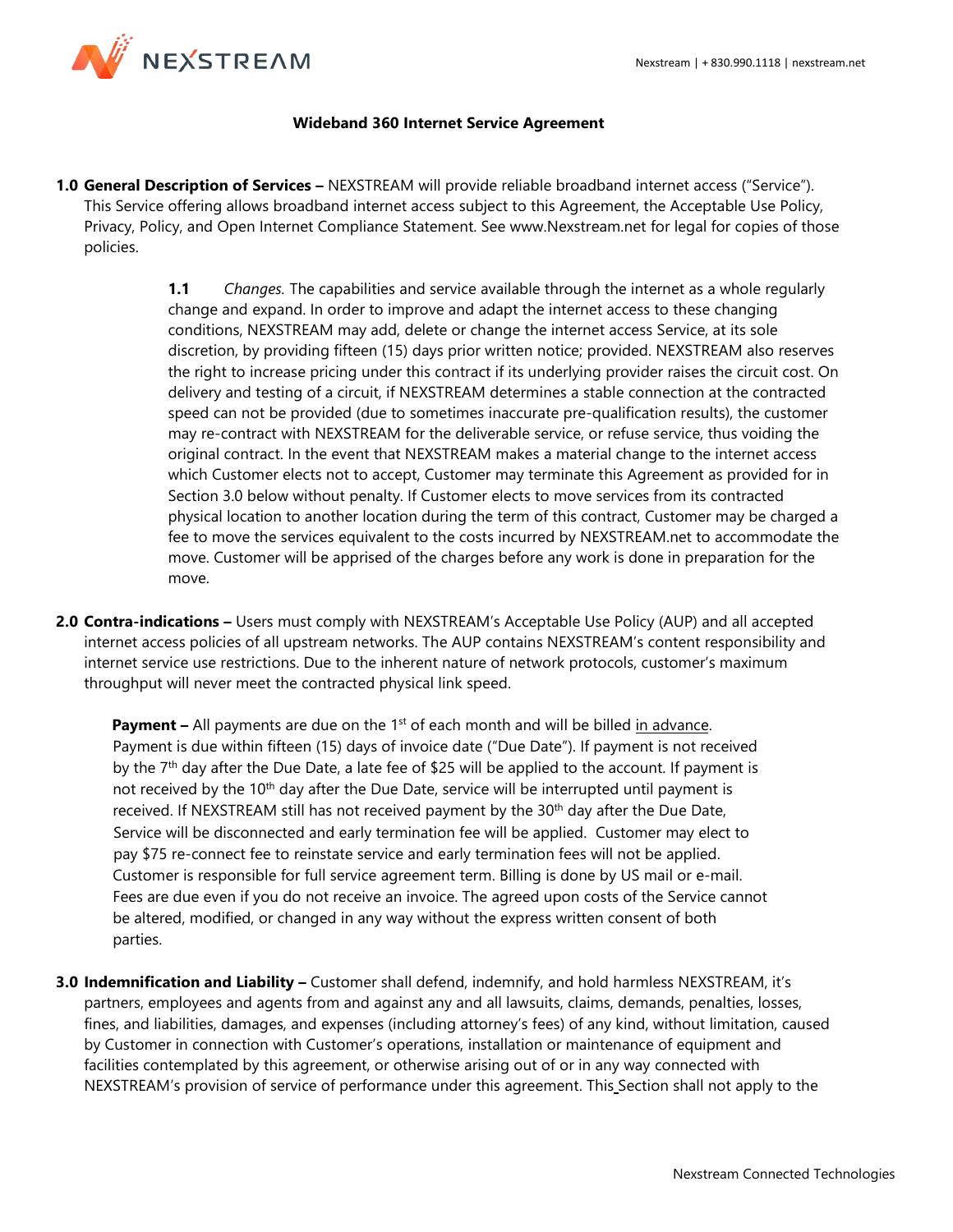# Wideband 360 Internet Service Agreement

**1.0 General Description of Services –** NEXSTREAM will provide reliable broadband internet access ("Service"). This Service offering allows broadband internet access subject to this Agreement, the Acceptable Use Policy, Privacy, Policy, and Open Internet Compliance Statement. See www.Nexstream.net for legal for copies of those policies.

> **1.1** *Changes.* The capabilities and service available through the internet as a whole regularly change and expand. In order to improve and adapt the internet access to these changing conditions, NEXSTREAM may add, delete or change the internet access Service, at its sole discretion, by providing fifteen (15) days prior written notice; provided. NEXSTREAM also reserves the right to increase pricing under this contract if its underlying provider raises the circuit cost. On delivery and testing of a circuit, if NEXSTREAM determines a stable connection at the contracted speed can not be provided (due to sometimes inaccurate pre-qualification results), the customer may re-contract with NEXSTREAM for the deliverable service, or refuse service, thus voiding the original contract. In the event that NEXSTREAM makes a material change to the internet access which Customer elects not to accept, Customer may terminate this Agreement as provided for in Section 3.0 below without penalty. If Customer elects to move services from its contracted physical location to another location during the term of this contract, Customer may be charged a fee to move the services equivalent to the costs incurred by NEXSTREAM.net to accommodate the move. Customer will be apprised of the charges before any work is done in preparation for the move.

**2.0 Contra-indications –** Users must comply with NEXSTREAM's Acceptable Use Policy (AUP) and all accepted internet access policies of all upstream networks. The AUP contains NEXSTREAM's content responsibility and internet service use restrictions. Due to the inherent nature of network protocols, customer's maximum throughput will never meet the contracted physical link speed.

**Payment –** All payments are due on the 1st of each month and will be billed in advance. Payment is due within fifteen (15) days of invoice date ("Due Date"). If payment is not received by the 7th day after the Due Date, a late fee of $25 will be applied to the account. If payment is not received by the 10th day after the Due Date, service will be interrupted until payment is received. If NEXSTREAM still has not received payment by the 30th day after the Due Date, Service will be disconnected and early termination fee will be applied. Customer may elect to pay $75 re-connect fee to reinstate service and early termination fees will not be applied. Customer is responsible for full service agreement term. Billing is done by US mail or e-mail. Fees are due even if you do not receive an invoice. The agreed upon costs of the Service cannot be altered, modified, or changed in any way without the express written consent of both parties.

**3.0 Indemnification and Liability –** Customer shall defend, indemnify, and hold harmless NEXSTREAM, it's partners, employees and agents from and against any and all lawsuits, claims, demands, penalties, losses, fines, and liabilities, damages, and expenses (including attorney's fees) of any kind, without limitation, caused by Customer in connection with Customer's operations, installation or maintenance of equipment and facilities contemplated by this agreement, or otherwise arising out of or in any way connected with NEXSTREAM's provision of service of performance under this agreement. This Section shall not apply to the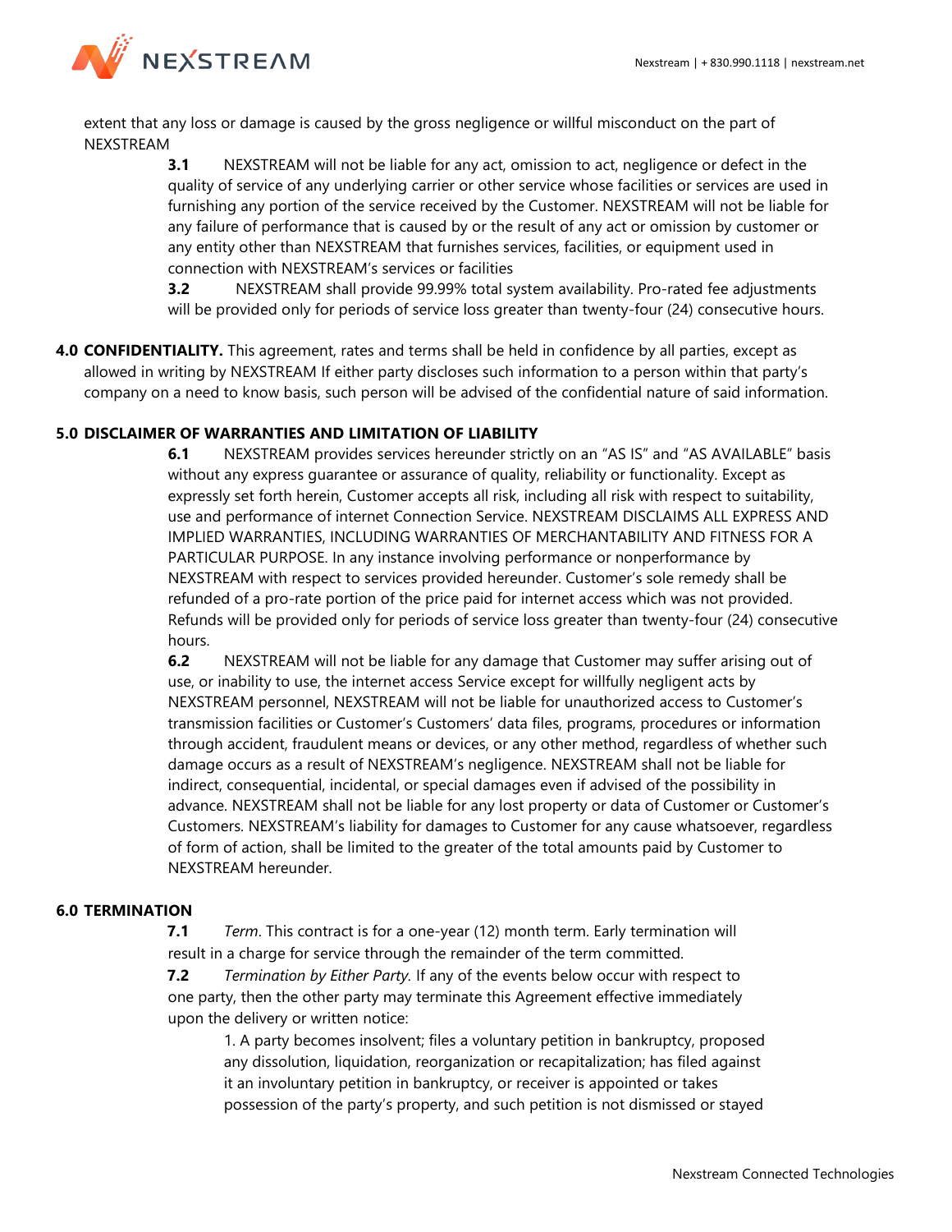extent that any loss or damage is caused by the gross negligence or willful misconduct on the part of NEXSTREAM

**3.1** NEXSTREAM will not be liable for any act, omission to act, negligence or defect in the quality of service of any underlying carrier or other service whose facilities or services are used in furnishing any portion of the service received by the Customer. NEXSTREAM will not be liable for any failure of performance that is caused by or the result of any act or omission by customer or any entity other than NEXSTREAM that furnishes services, facilities, or equipment used in connection with NEXSTREAM's services or facilities

**3.2** NEXSTREAM shall provide 99.99% total system availability. Pro-rated fee adjustments will be provided only for periods of service loss greater than twenty-four (24) consecutive hours.

**4.0 CONFIDENTIALITY.** This agreement, rates and terms shall be held in confidence by all parties, except as allowed in writing by NEXSTREAM If either party discloses such information to a person within that party's company on a need to know basis, such person will be advised of the confidential nature of said information.

## 5.0 DISCLAIMER OF WARRANTIES AND LIMITATION OF LIABILITY

**6.1** NEXSTREAM provides services hereunder strictly on an "AS IS" and "AS AVAILABLE" basis without any express guarantee or assurance of quality, reliability or functionality. Except as expressly set forth herein, Customer accepts all risk, including all risk with respect to suitability, use and performance of internet Connection Service. NEXSTREAM DISCLAIMS ALL EXPRESS AND IMPLIED WARRANTIES, INCLUDING WARRANTIES OF MERCHANTABILITY AND FITNESS FOR A PARTICULAR PURPOSE. In any instance involving performance or nonperformance by NEXSTREAM with respect to services provided hereunder. Customer's sole remedy shall be refunded of a pro-rate portion of the price paid for internet access which was not provided. Refunds will be provided only for periods of service loss greater than twenty-four (24) consecutive hours.

**6.2** NEXSTREAM will not be liable for any damage that Customer may suffer arising out of use, or inability to use, the internet access Service except for willfully negligent acts by NEXSTREAM personnel, NEXSTREAM will not be liable for unauthorized access to Customer's transmission facilities or Customer's Customers' data files, programs, procedures or information through accident, fraudulent means or devices, or any other method, regardless of whether such damage occurs as a result of NEXSTREAM's negligence. NEXSTREAM shall not be liable for indirect, consequential, incidental, or special damages even if advised of the possibility in advance. NEXSTREAM shall not be liable for any lost property or data of Customer or Customer's Customers. NEXSTREAM's liability for damages to Customer for any cause whatsoever, regardless of form of action, shall be limited to the greater of the total amounts paid by Customer to NEXSTREAM hereunder.

## 6.0 TERMINATION

**7.1** *Term*. This contract is for a one-year (12) month term. Early termination will result in a charge for service through the remainder of the term committed.

**7.2** *Termination by Either Party.* If any of the events below occur with respect to one party, then the other party may terminate this Agreement effective immediately upon the delivery or written notice:

1. A party becomes insolvent; files a voluntary petition in bankruptcy, proposed any dissolution, liquidation, reorganization or recapitalization; has filed against it an involuntary petition in bankruptcy, or receiver is appointed or takes possession of the party's property, and such petition is not dismissed or stayed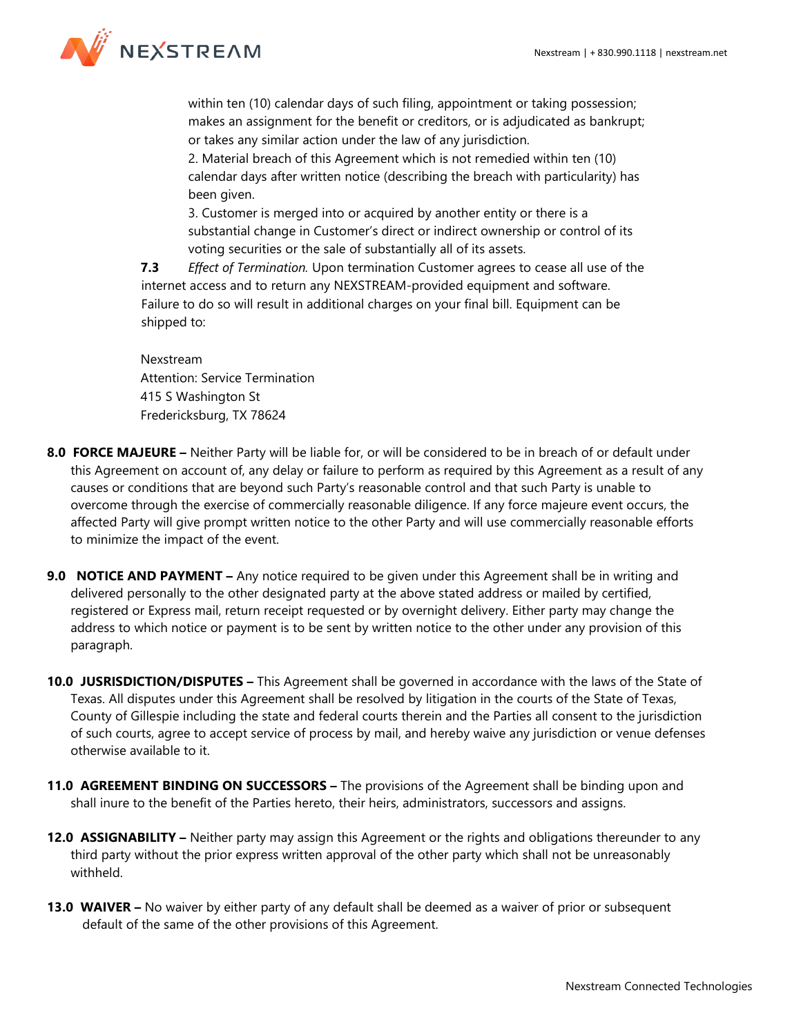within ten (10) calendar days of such filing, appointment or taking possession; makes an assignment for the benefit or creditors, or is adjudicated as bankrupt; or takes any similar action under the law of any jurisdiction.

2. Material breach of this Agreement which is not remedied within ten (10) calendar days after written notice (describing the breach with particularity) has been given.

3. Customer is merged into or acquired by another entity or there is a substantial change in Customer's direct or indirect ownership or control of its voting securities or the sale of substantially all of its assets.

**7.3** *Effect of Termination.* Upon termination Customer agrees to cease all use of the internet access and to return any NEXSTREAM-provided equipment and software. Failure to do so will result in additional charges on your final bill. Equipment can be shipped to:

Nexstream
Attention: Service Termination
415 S Washington St
Fredericksburg, TX 78624

**8.0 FORCE MAJEURE –** Neither Party will be liable for, or will be considered to be in breach of or default under this Agreement on account of, any delay or failure to perform as required by this Agreement as a result of any causes or conditions that are beyond such Party's reasonable control and that such Party is unable to overcome through the exercise of commercially reasonable diligence. If any force majeure event occurs, the affected Party will give prompt written notice to the other Party and will use commercially reasonable efforts to minimize the impact of the event.

**9.0 NOTICE AND PAYMENT –** Any notice required to be given under this Agreement shall be in writing and delivered personally to the other designated party at the above stated address or mailed by certified, registered or Express mail, return receipt requested or by overnight delivery. Either party may change the address to which notice or payment is to be sent by written notice to the other under any provision of this paragraph.

**10.0 JUSRISDICTION/DISPUTES –** This Agreement shall be governed in accordance with the laws of the State of Texas. All disputes under this Agreement shall be resolved by litigation in the courts of the State of Texas, County of Gillespie including the state and federal courts therein and the Parties all consent to the jurisdiction of such courts, agree to accept service of process by mail, and hereby waive any jurisdiction or venue defenses otherwise available to it.

**11.0 AGREEMENT BINDING ON SUCCESSORS –** The provisions of the Agreement shall be binding upon and shall inure to the benefit of the Parties hereto, their heirs, administrators, successors and assigns.

**12.0 ASSIGNABILITY –** Neither party may assign this Agreement or the rights and obligations thereunder to any third party without the prior express written approval of the other party which shall not be unreasonably withheld.

**13.0 WAIVER –** No waiver by either party of any default shall be deemed as a waiver of prior or subsequent default of the same of the other provisions of this Agreement.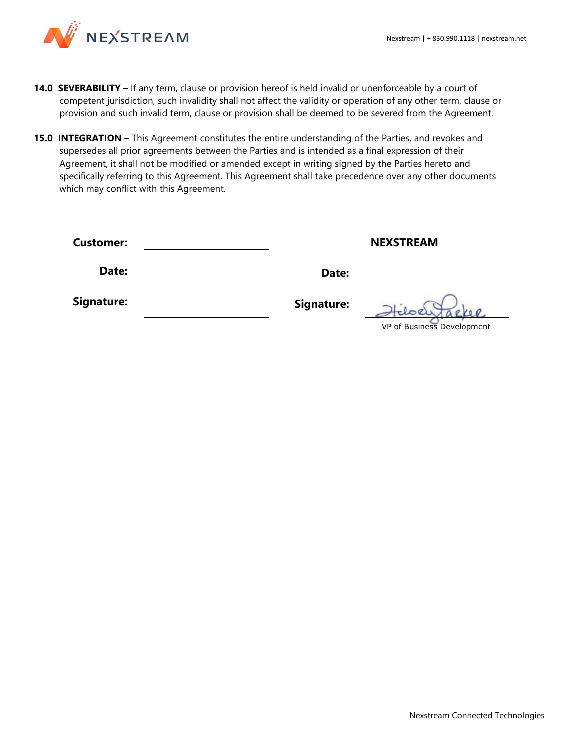**14.0 SEVERABILITY –** If any term, clause or provision hereof is held invalid or unenforceable by a court of competent jurisdiction, such invalidity shall not affect the validity or operation of any other term, clause or provision and such invalid term, clause or provision shall be deemed to be severed from the Agreement.

**15.0 INTEGRATION –** This Agreement constitutes the entire understanding of the Parties, and revokes and supersedes all prior agreements between the Parties and is intended as a final expression of their Agreement, it shall not be modified or amended except in writing signed by the Parties hereto and specifically referring to this Agreement. This Agreement shall take precedence over any other documents which may conflict with this Agreement.

| | | | |
|---|---|---|---|
| **Customer:** | | | **NEXSTREAM** |
| **Date:** | | **Date:** | |
| **Signature:** | | **Signature:** | VP of Business Development |